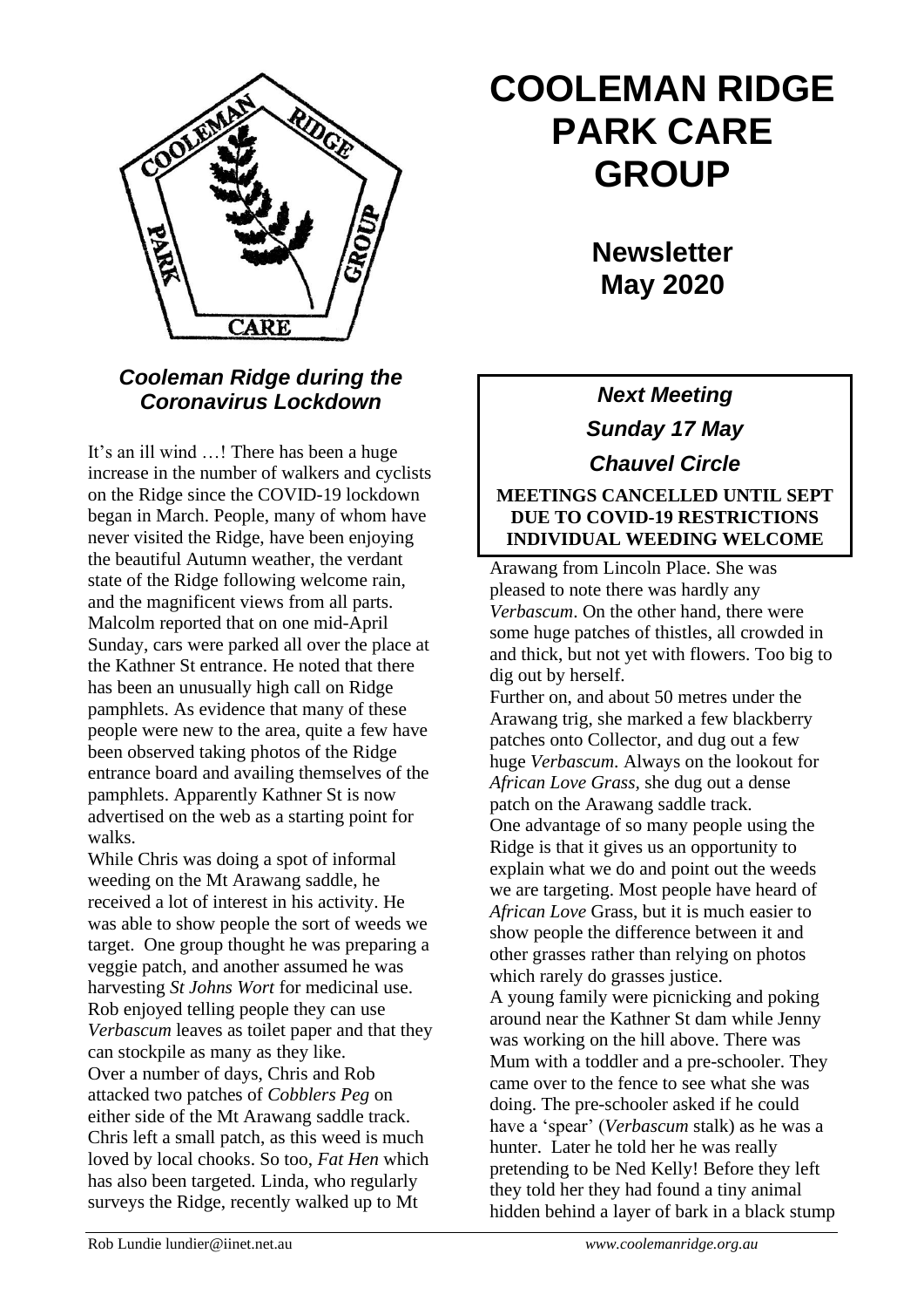# COOLEMAN RIDGE PARK CARE GROUP

## Newsletter May 2020

**_Next Meeting_**

**_Sunday 17 May_**

**_Chauvel Circle_**

**MEETINGS CANCELLED UNTIL SEPT DUE TO COVID-19 RESTRICTIONS INDIVIDUAL WEEDING WELCOME**

### *Cooleman Ridge during the Coronavirus Lockdown*

It's an ill wind …! There has been a huge increase in the number of walkers and cyclists on the Ridge since the COVID-19 lockdown began in March. People, many of whom have never visited the Ridge, have been enjoying the beautiful Autumn weather, the verdant state of the Ridge following welcome rain, and the magnificent views from all parts. Malcolm reported that on one mid-April Sunday, cars were parked all over the place at the Kathner St entrance. He noted that there has been an unusually high call on Ridge pamphlets. As evidence that many of these people were new to the area, quite a few have been observed taking photos of the Ridge entrance board and availing themselves of the pamphlets. Apparently Kathner St is now advertised on the web as a starting point for walks.

While Chris was doing a spot of informal weeding on the Mt Arawang saddle, he received a lot of interest in his activity. He was able to show people the sort of weeds we target. One group thought he was preparing a veggie patch, and another assumed he was harvesting *St Johns Wort* for medicinal use. Rob enjoyed telling people they can use *Verbascum* leaves as toilet paper and that they can stockpile as many as they like.

Over a number of days, Chris and Rob attacked two patches of *Cobblers Peg* on either side of the Mt Arawang saddle track. Chris left a small patch, as this weed is much loved by local chooks. So too, *Fat Hen* which has also been targeted. Linda, who regularly surveys the Ridge, recently walked up to Mt Arawang from Lincoln Place. She was pleased to note there was hardly any *Verbascum*. On the other hand, there were some huge patches of thistles, all crowded in and thick, but not yet with flowers. Too big to dig out by herself.

Further on, and about 50 metres under the Arawang trig, she marked a few blackberry patches onto Collector, and dug out a few huge *Verbascum*. Always on the lookout for *African Love Grass*, she dug out a dense patch on the Arawang saddle track.

One advantage of so many people using the Ridge is that it gives us an opportunity to explain what we do and point out the weeds we are targeting. Most people have heard of *African Love* Grass, but it is much easier to show people the difference between it and other grasses rather than relying on photos which rarely do grasses justice.

A young family were picnicking and poking around near the Kathner St dam while Jenny was working on the hill above. There was Mum with a toddler and a pre-schooler. They came over to the fence to see what she was doing. The pre-schooler asked if he could have a 'spear' (*Verbascum* stalk) as he was a hunter. Later he told her he was really pretending to be Ned Kelly! Before they left they told her they had found a tiny animal hidden behind a layer of bark in a black stump

Rob Lundie lundier@iinet.net.au *www.coolemanridge.org.au*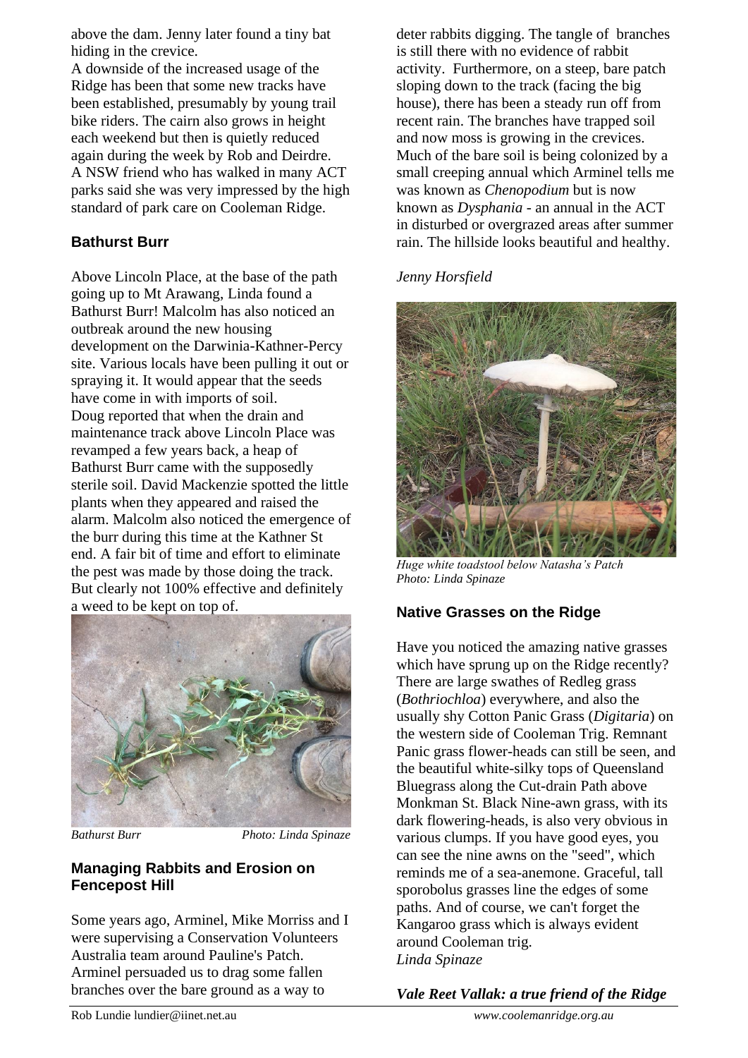above the dam. Jenny later found a tiny bat hiding in the crevice.
A downside of the increased usage of the Ridge has been that some new tracks have been established, presumably by young trail bike riders. The cairn also grows in height each weekend but then is quietly reduced again during the week by Rob and Deirdre.
A NSW friend who has walked in many ACT parks said she was very impressed by the high standard of park care on Cooleman Ridge.

### Bathurst Burr

Above Lincoln Place, at the base of the path going up to Mt Arawang, Linda found a Bathurst Burr! Malcolm has also noticed an outbreak around the new housing development on the Darwinia-Kathner-Percy site. Various locals have been pulling it out or spraying it. It would appear that the seeds have come in with imports of soil.
Doug reported that when the drain and maintenance track above Lincoln Place was revamped a few years back, a heap of Bathurst Burr came with the supposedly sterile soil. David Mackenzie spotted the little plants when they appeared and raised the alarm. Malcolm also noticed the emergence of the burr during this time at the Kathner St end. A fair bit of time and effort to eliminate the pest was made by those doing the track. But clearly not 100% effective and definitely a weed to be kept on top of.

*Bathurst Burr* *Photo: Linda Spinaze*

### Managing Rabbits and Erosion on Fencepost Hill

Some years ago, Arminel, Mike Morriss and I were supervising a Conservation Volunteers Australia team around Pauline's Patch. Arminel persuaded us to drag some fallen branches over the bare ground as a way to deter rabbits digging. The tangle of branches is still there with no evidence of rabbit activity. Furthermore, on a steep, bare patch sloping down to the track (facing the big house), there has been a steady run off from recent rain. The branches have trapped soil and now moss is growing in the crevices. Much of the bare soil is being colonized by a small creeping annual which Arminel tells me was known as *Chenopodium* but is now known as *Dysphania* - an annual in the ACT in disturbed or overgrazed areas after summer rain. The hillside looks beautiful and healthy.

*Jenny Horsfield*

*Huge white toadstool below Natasha's Patch*
*Photo: Linda Spinaze*

### Native Grasses on the Ridge

Have you noticed the amazing native grasses which have sprung up on the Ridge recently? There are large swathes of Redleg grass (*Bothriochloa*) everywhere, and also the usually shy Cotton Panic Grass (*Digitaria*) on the western side of Cooleman Trig. Remnant Panic grass flower-heads can still be seen, and the beautiful white-silky tops of Queensland Bluegrass along the Cut-drain Path above Monkman St. Black Nine-awn grass, with its dark flowering-heads, is also very obvious in various clumps. If you have good eyes, you can see the nine awns on the "seed", which reminds me of a sea-anemone. Graceful, tall sporobolus grasses line the edges of some paths. And of course, we can't forget the Kangaroo grass which is always evident around Cooleman trig.
*Linda Spinaze*

***Vale Reet Vallak: a true friend of the Ridge***